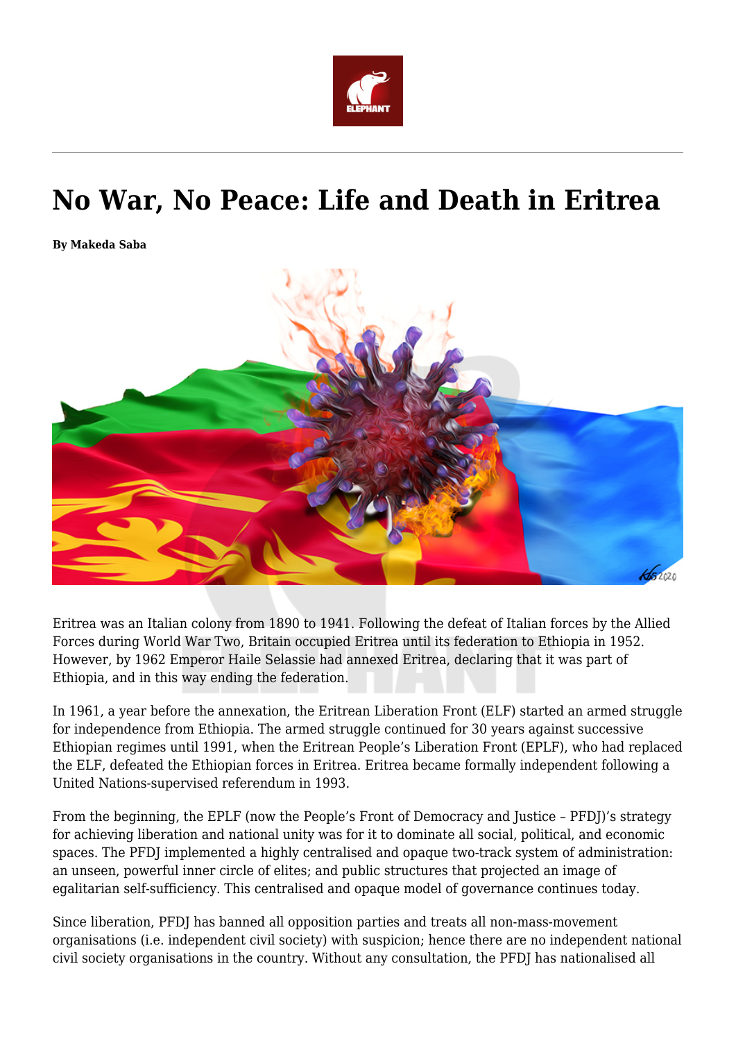# No War, No Peace: Life and Death in Eritrea

**By Makeda Saba**

Eritrea was an Italian colony from 1890 to 1941. Following the defeat of Italian forces by the Allied Forces during World War Two, Britain occupied Eritrea until its federation to Ethiopia in 1952. However, by 1962 Emperor Haile Selassie had annexed Eritrea, declaring that it was part of Ethiopia, and in this way ending the federation.

In 1961, a year before the annexation, the Eritrean Liberation Front (ELF) started an armed struggle for independence from Ethiopia. The armed struggle continued for 30 years against successive Ethiopian regimes until 1991, when the Eritrean People's Liberation Front (EPLF), who had replaced the ELF, defeated the Ethiopian forces in Eritrea. Eritrea became formally independent following a United Nations-supervised referendum in 1993.

From the beginning, the EPLF (now the People's Front of Democracy and Justice – PFDJ)'s strategy for achieving liberation and national unity was for it to dominate all social, political, and economic spaces. The PFDJ implemented a highly centralised and opaque two-track system of administration: an unseen, powerful inner circle of elites; and public structures that projected an image of egalitarian self-sufficiency. This centralised and opaque model of governance continues today.

Since liberation, PFDJ has banned all opposition parties and treats all non-mass-movement organisations (i.e. independent civil society) with suspicion; hence there are no independent national civil society organisations in the country. Without any consultation, the PFDJ has nationalised all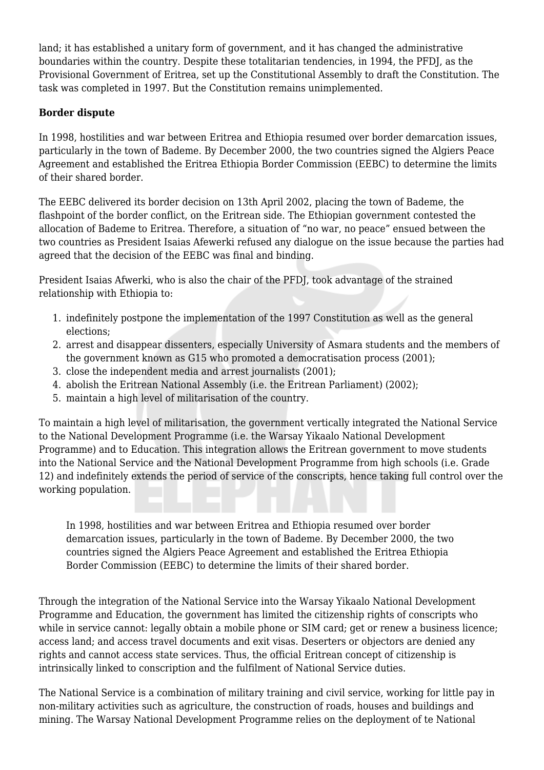land; it has established a unitary form of government, and it has changed the administrative boundaries within the country. Despite these totalitarian tendencies, in 1994, the PFDJ, as the Provisional Government of Eritrea, set up the Constitutional Assembly to draft the Constitution. The task was completed in 1997. But the Constitution remains unimplemented.

**Border dispute**

In 1998, hostilities and war between Eritrea and Ethiopia resumed over border demarcation issues, particularly in the town of Bademe. By December 2000, the two countries signed the Algiers Peace Agreement and established the Eritrea Ethiopia Border Commission (EEBC) to determine the limits of their shared border.

The EEBC delivered its border decision on 13th April 2002, placing the town of Bademe, the flashpoint of the border conflict, on the Eritrean side. The Ethiopian government contested the allocation of Bademe to Eritrea. Therefore, a situation of "no war, no peace" ensued between the two countries as President Isaias Afewerki refused any dialogue on the issue because the parties had agreed that the decision of the EEBC was final and binding.

President Isaias Afwerki, who is also the chair of the PFDJ, took advantage of the strained relationship with Ethiopia to:

1. indefinitely postpone the implementation of the 1997 Constitution as well as the general elections;
2. arrest and disappear dissenters, especially University of Asmara students and the members of the government known as G15 who promoted a democratisation process (2001);
3. close the independent media and arrest journalists (2001);
4. abolish the Eritrean National Assembly (i.e. the Eritrean Parliament) (2002);
5. maintain a high level of militarisation of the country.

To maintain a high level of militarisation, the government vertically integrated the National Service to the National Development Programme (i.e. the Warsay Yikaalo National Development Programme) and to Education. This integration allows the Eritrean government to move students into the National Service and the National Development Programme from high schools (i.e. Grade 12) and indefinitely extends the period of service of the conscripts, hence taking full control over the working population.

> In 1998, hostilities and war between Eritrea and Ethiopia resumed over border demarcation issues, particularly in the town of Bademe. By December 2000, the two countries signed the Algiers Peace Agreement and established the Eritrea Ethiopia Border Commission (EEBC) to determine the limits of their shared border.

Through the integration of the National Service into the Warsay Yikaalo National Development Programme and Education, the government has limited the citizenship rights of conscripts who while in service cannot: legally obtain a mobile phone or SIM card; get or renew a business licence; access land; and access travel documents and exit visas. Deserters or objectors are denied any rights and cannot access state services. Thus, the official Eritrean concept of citizenship is intrinsically linked to conscription and the fulfilment of National Service duties.

The National Service is a combination of military training and civil service, working for little pay in non-military activities such as agriculture, the construction of roads, houses and buildings and mining. The Warsay National Development Programme relies on the deployment of te National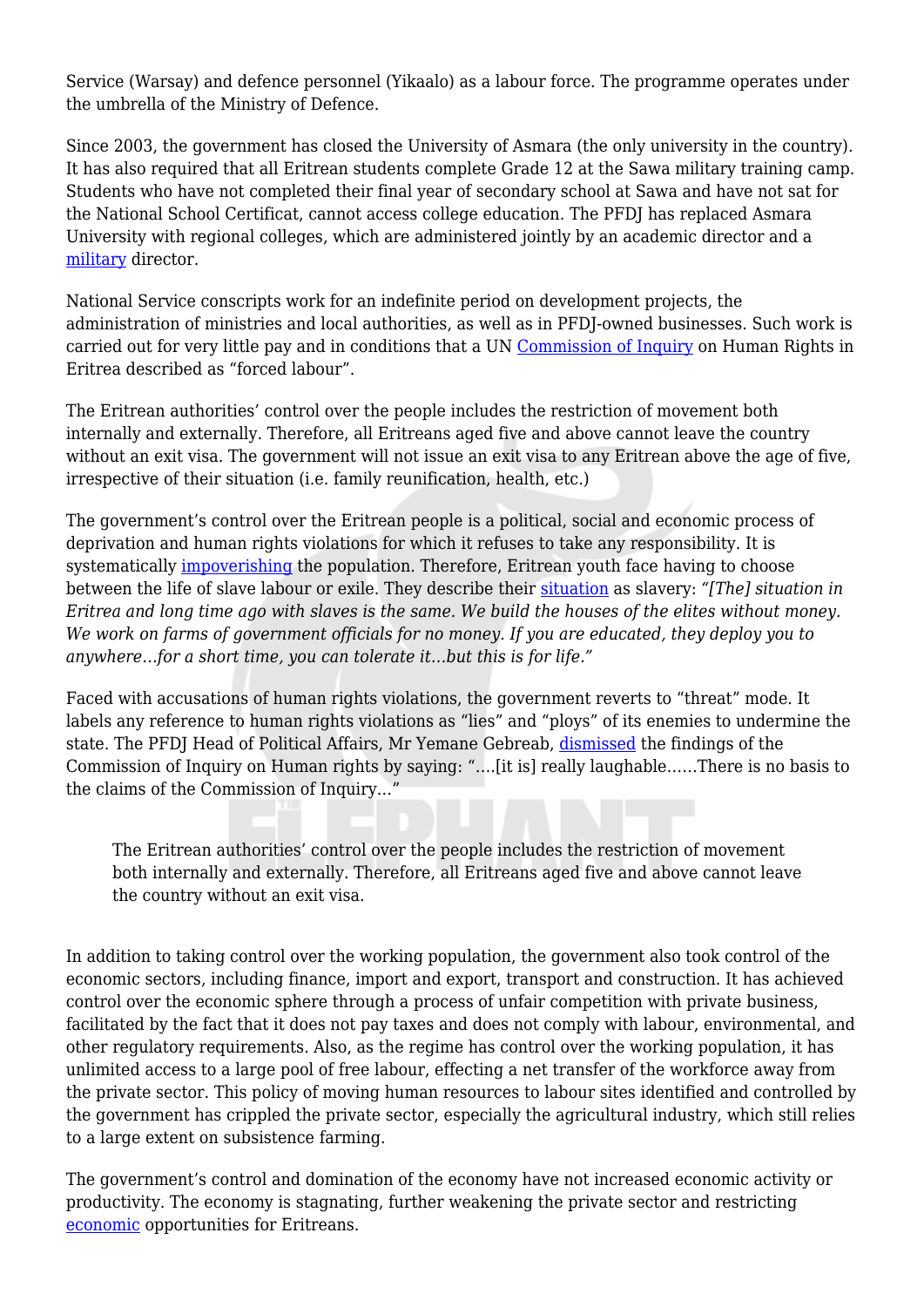Service (Warsay) and defence personnel (Yikaalo) as a labour force. The programme operates under the umbrella of the Ministry of Defence.

Since 2003, the government has closed the University of Asmara (the only university in the country). It has also required that all Eritrean students complete Grade 12 at the Sawa military training camp. Students who have not completed their final year of secondary school at Sawa and have not sat for the National School Certificat, cannot access college education. The PFDJ has replaced Asmara University with regional colleges, which are administered jointly by an academic director and a military director.

National Service conscripts work for an indefinite period on development projects, the administration of ministries and local authorities, as well as in PFDJ-owned businesses. Such work is carried out for very little pay and in conditions that a UN Commission of Inquiry on Human Rights in Eritrea described as "forced labour".

The Eritrean authorities' control over the people includes the restriction of movement both internally and externally. Therefore, all Eritreans aged five and above cannot leave the country without an exit visa. The government will not issue an exit visa to any Eritrean above the age of five, irrespective of their situation (i.e. family reunification, health, etc.)

The government's control over the Eritrean people is a political, social and economic process of deprivation and human rights violations for which it refuses to take any responsibility. It is systematically impoverishing the population. Therefore, Eritrean youth face having to choose between the life of slave labour or exile. They describe their situation as slavery: *"[The] situation in Eritrea and long time ago with slaves is the same. We build the houses of the elites without money. We work on farms of government officials for no money. If you are educated, they deploy you to anywhere…for a short time, you can tolerate it…but this is for life."*

Faced with accusations of human rights violations, the government reverts to "threat" mode. It labels any reference to human rights violations as "lies" and "ploys" of its enemies to undermine the state. The PFDJ Head of Political Affairs, Mr Yemane Gebreab, dismissed the findings of the Commission of Inquiry on Human rights by saying: "….[it is] really laughable……There is no basis to the claims of the Commission of Inquiry…"

> The Eritrean authorities' control over the people includes the restriction of movement both internally and externally. Therefore, all Eritreans aged five and above cannot leave the country without an exit visa.

In addition to taking control over the working population, the government also took control of the economic sectors, including finance, import and export, transport and construction. It has achieved control over the economic sphere through a process of unfair competition with private business, facilitated by the fact that it does not pay taxes and does not comply with labour, environmental, and other regulatory requirements. Also, as the regime has control over the working population, it has unlimited access to a large pool of free labour, effecting a net transfer of the workforce away from the private sector. This policy of moving human resources to labour sites identified and controlled by the government has crippled the private sector, especially the agricultural industry, which still relies to a large extent on subsistence farming.

The government's control and domination of the economy have not increased economic activity or productivity. The economy is stagnating, further weakening the private sector and restricting economic opportunities for Eritreans.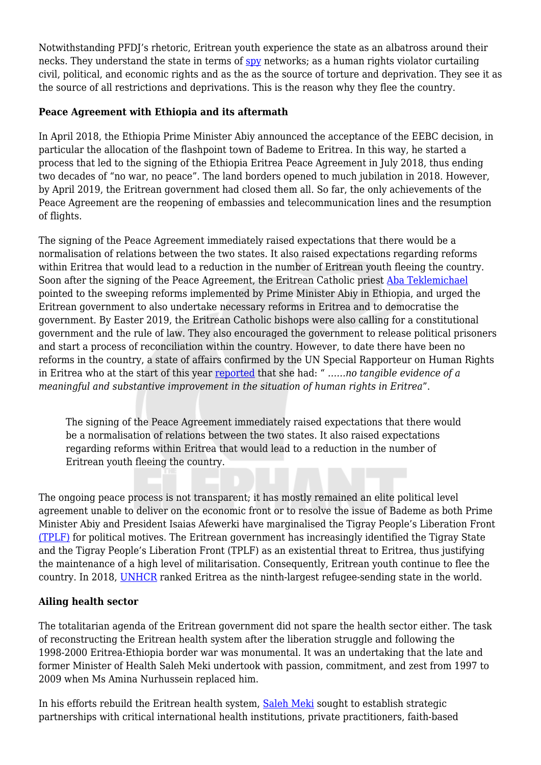Notwithstanding PFDJ's rhetoric, Eritrean youth experience the state as an albatross around their necks. They understand the state in terms of spy networks; as a human rights violator curtailing civil, political, and economic rights and as the as the source of torture and deprivation. They see it as the source of all restrictions and deprivations. This is the reason why they flee the country.

**Peace Agreement with Ethiopia and its aftermath**

In April 2018, the Ethiopia Prime Minister Abiy announced the acceptance of the EEBC decision, in particular the allocation of the flashpoint town of Bademe to Eritrea. In this way, he started a process that led to the signing of the Ethiopia Eritrea Peace Agreement in July 2018, thus ending two decades of "no war, no peace". The land borders opened to much jubilation in 2018. However, by April 2019, the Eritrean government had closed them all. So far, the only achievements of the Peace Agreement are the reopening of embassies and telecommunication lines and the resumption of flights.

The signing of the Peace Agreement immediately raised expectations that there would be a normalisation of relations between the two states. It also raised expectations regarding reforms within Eritrea that would lead to a reduction in the number of Eritrean youth fleeing the country. Soon after the signing of the Peace Agreement, the Eritrean Catholic priest Aba Teklemichael pointed to the sweeping reforms implemented by Prime Minister Abiy in Ethiopia, and urged the Eritrean government to also undertake necessary reforms in Eritrea and to democratise the government. By Easter 2019, the Eritrean Catholic bishops were also calling for a constitutional government and the rule of law. They also encouraged the government to release political prisoners and start a process of reconciliation within the country. However, to date there have been no reforms in the country, a state of affairs confirmed by the UN Special Rapporteur on Human Rights in Eritrea who at the start of this year reported that she had: " *……no tangible evidence of a meaningful and substantive improvement in the situation of human rights in Eritrea*".

> The signing of the Peace Agreement immediately raised expectations that there would be a normalisation of relations between the two states. It also raised expectations regarding reforms within Eritrea that would lead to a reduction in the number of Eritrean youth fleeing the country.

The ongoing peace process is not transparent; it has mostly remained an elite political level agreement unable to deliver on the economic front or to resolve the issue of Bademe as both Prime Minister Abiy and President Isaias Afewerki have marginalised the Tigray People's Liberation Front (TPLF) for political motives. The Eritrean government has increasingly identified the Tigray State and the Tigray People's Liberation Front (TPLF) as an existential threat to Eritrea, thus justifying the maintenance of a high level of militarisation. Consequently, Eritrean youth continue to flee the country. In 2018, UNHCR ranked Eritrea as the ninth-largest refugee-sending state in the world.

**Ailing health sector**

The totalitarian agenda of the Eritrean government did not spare the health sector either. The task of reconstructing the Eritrean health system after the liberation struggle and following the 1998-2000 Eritrea-Ethiopia border war was monumental. It was an undertaking that the late and former Minister of Health Saleh Meki undertook with passion, commitment, and zest from 1997 to 2009 when Ms Amina Nurhussein replaced him.

In his efforts rebuild the Eritrean health system, Saleh Meki sought to establish strategic partnerships with critical international health institutions, private practitioners, faith-based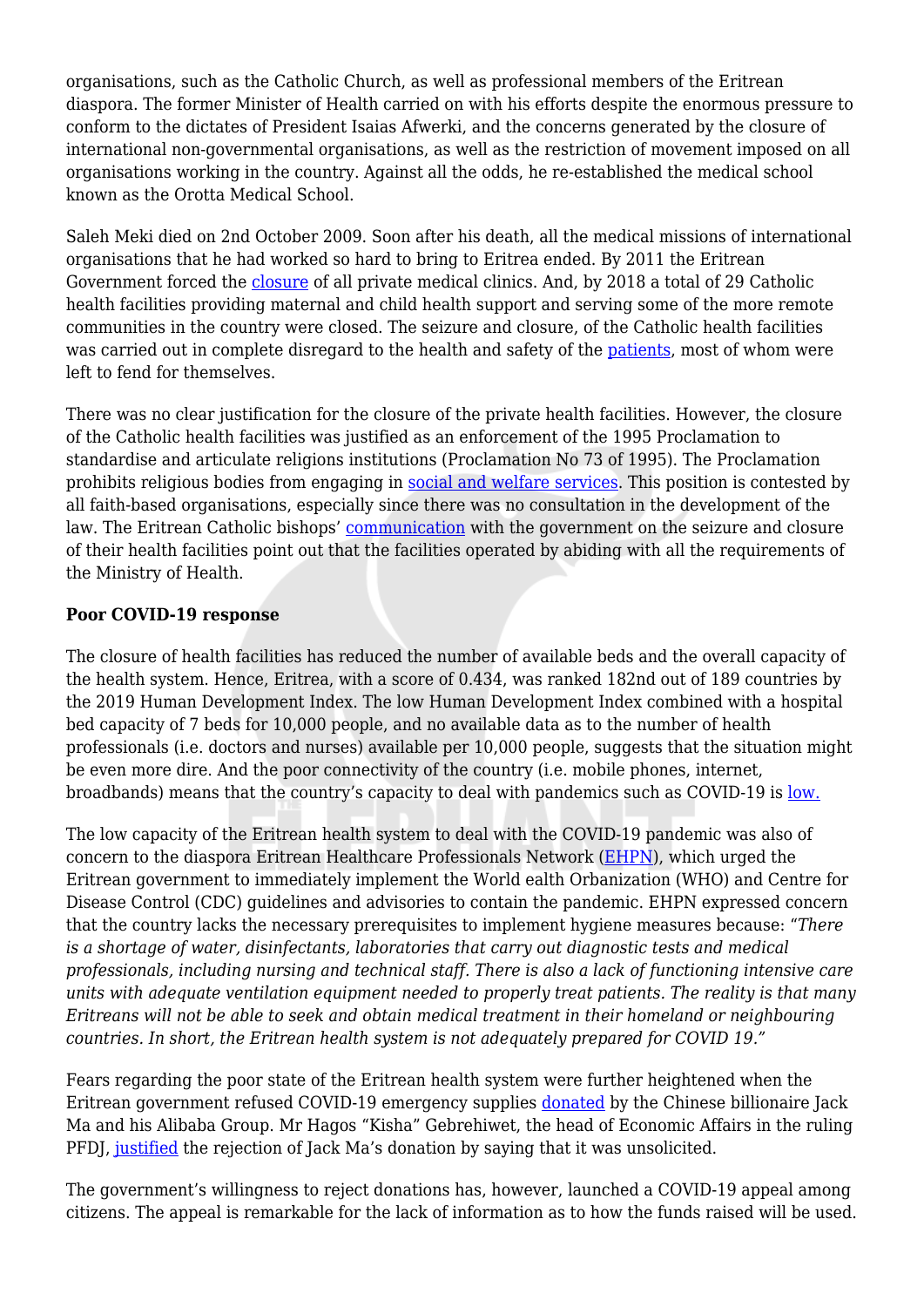organisations, such as the Catholic Church, as well as professional members of the Eritrean diaspora. The former Minister of Health carried on with his efforts despite the enormous pressure to conform to the dictates of President Isaias Afwerki, and the concerns generated by the closure of international non-governmental organisations, as well as the restriction of movement imposed on all organisations working in the country. Against all the odds, he re-established the medical school known as the Orotta Medical School.

Saleh Meki died on 2nd October 2009. Soon after his death, all the medical missions of international organisations that he had worked so hard to bring to Eritrea ended. By 2011 the Eritrean Government forced the closure of all private medical clinics. And, by 2018 a total of 29 Catholic health facilities providing maternal and child health support and serving some of the more remote communities in the country were closed. The seizure and closure, of the Catholic health facilities was carried out in complete disregard to the health and safety of the patients, most of whom were left to fend for themselves.

There was no clear justification for the closure of the private health facilities. However, the closure of the Catholic health facilities was justified as an enforcement of the 1995 Proclamation to standardise and articulate religions institutions (Proclamation No 73 of 1995). The Proclamation prohibits religious bodies from engaging in social and welfare services. This position is contested by all faith-based organisations, especially since there was no consultation in the development of the law. The Eritrean Catholic bishops' communication with the government on the seizure and closure of their health facilities point out that the facilities operated by abiding with all the requirements of the Ministry of Health.

**Poor COVID-19 response**

The closure of health facilities has reduced the number of available beds and the overall capacity of the health system. Hence, Eritrea, with a score of 0.434, was ranked 182nd out of 189 countries by the 2019 Human Development Index. The low Human Development Index combined with a hospital bed capacity of 7 beds for 10,000 people, and no available data as to the number of health professionals (i.e. doctors and nurses) available per 10,000 people, suggests that the situation might be even more dire. And the poor connectivity of the country (i.e. mobile phones, internet, broadbands) means that the country's capacity to deal with pandemics such as COVID-19 is low.

The low capacity of the Eritrean health system to deal with the COVID-19 pandemic was also of concern to the diaspora Eritrean Healthcare Professionals Network (EHPN), which urged the Eritrean government to immediately implement the World ealth Orbanization (WHO) and Centre for Disease Control (CDC) guidelines and advisories to contain the pandemic. EHPN expressed concern that the country lacks the necessary prerequisites to implement hygiene measures because: "*There is a shortage of water, disinfectants, laboratories that carry out diagnostic tests and medical professionals, including nursing and technical staff. There is also a lack of functioning intensive care units with adequate ventilation equipment needed to properly treat patients. The reality is that many Eritreans will not be able to seek and obtain medical treatment in their homeland or neighbouring countries. In short, the Eritrean health system is not adequately prepared for COVID 19.*"

Fears regarding the poor state of the Eritrean health system were further heightened when the Eritrean government refused COVID-19 emergency supplies donated by the Chinese billionaire Jack Ma and his Alibaba Group. Mr Hagos "Kisha" Gebrehiwet, the head of Economic Affairs in the ruling PFDJ, justified the rejection of Jack Ma's donation by saying that it was unsolicited.

The government's willingness to reject donations has, however, launched a COVID-19 appeal among citizens. The appeal is remarkable for the lack of information as to how the funds raised will be used.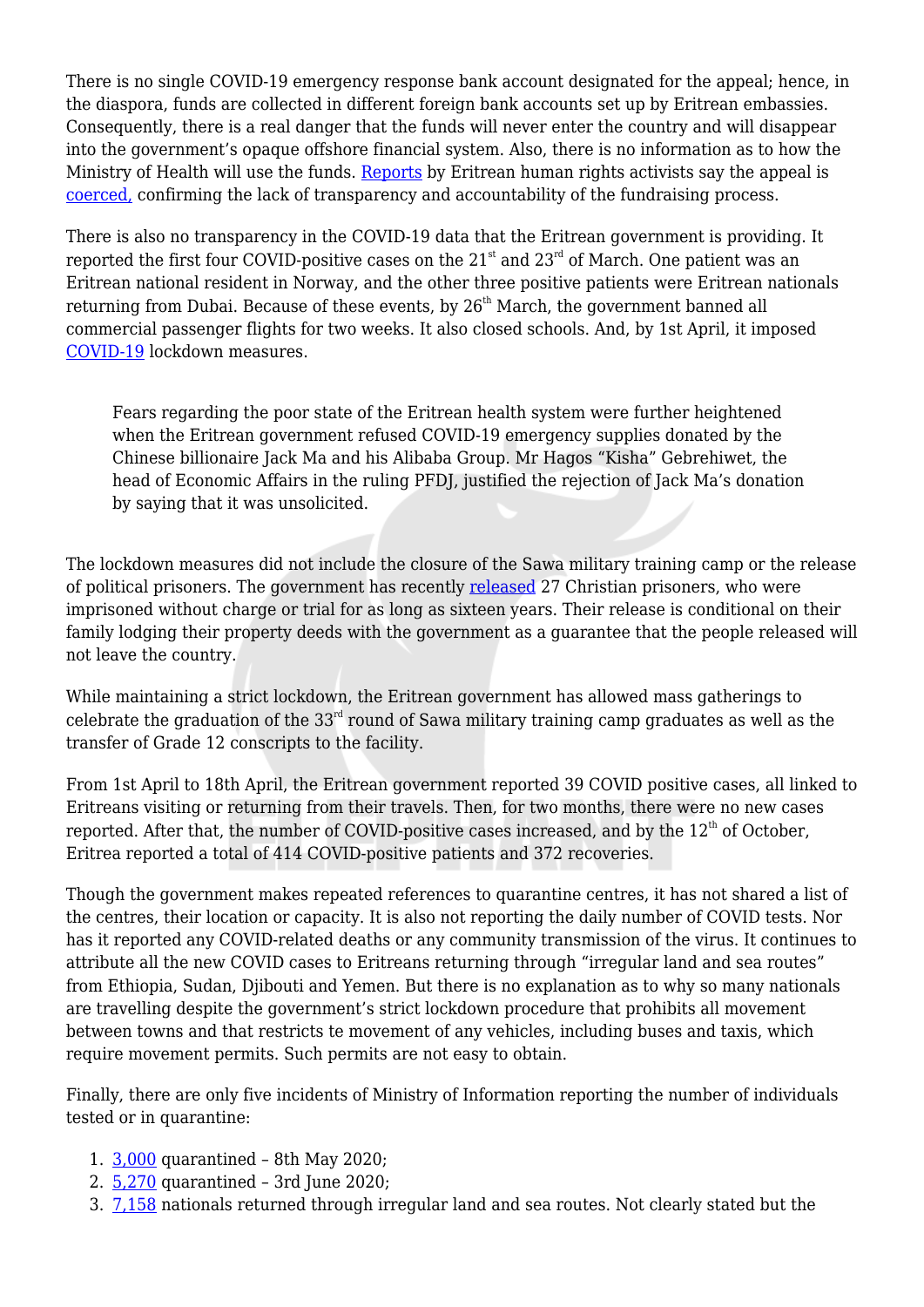There is no single COVID-19 emergency response bank account designated for the appeal; hence, in the diaspora, funds are collected in different foreign bank accounts set up by Eritrean embassies. Consequently, there is a real danger that the funds will never enter the country and will disappear into the government's opaque offshore financial system. Also, there is no information as to how the Ministry of Health will use the funds. Reports by Eritrean human rights activists say the appeal is coerced, confirming the lack of transparency and accountability of the fundraising process.

There is also no transparency in the COVID-19 data that the Eritrean government is providing. It reported the first four COVID-positive cases on the 21st and 23rd of March. One patient was an Eritrean national resident in Norway, and the other three positive patients were Eritrean nationals returning from Dubai. Because of these events, by 26th March, the government banned all commercial passenger flights for two weeks. It also closed schools. And, by 1st April, it imposed COVID-19 lockdown measures.

> Fears regarding the poor state of the Eritrean health system were further heightened when the Eritrean government refused COVID-19 emergency supplies donated by the Chinese billionaire Jack Ma and his Alibaba Group. Mr Hagos "Kisha" Gebrehiwet, the head of Economic Affairs in the ruling PFDJ, justified the rejection of Jack Ma's donation by saying that it was unsolicited.

The lockdown measures did not include the closure of the Sawa military training camp or the release of political prisoners. The government has recently released 27 Christian prisoners, who were imprisoned without charge or trial for as long as sixteen years. Their release is conditional on their family lodging their property deeds with the government as a guarantee that the people released will not leave the country.

While maintaining a strict lockdown, the Eritrean government has allowed mass gatherings to celebrate the graduation of the 33rd round of Sawa military training camp graduates as well as the transfer of Grade 12 conscripts to the facility.

From 1st April to 18th April, the Eritrean government reported 39 COVID positive cases, all linked to Eritreans visiting or returning from their travels. Then, for two months, there were no new cases reported. After that, the number of COVID-positive cases increased, and by the 12th of October, Eritrea reported a total of 414 COVID-positive patients and 372 recoveries.

Though the government makes repeated references to quarantine centres, it has not shared a list of the centres, their location or capacity. It is also not reporting the daily number of COVID tests. Nor has it reported any COVID-related deaths or any community transmission of the virus. It continues to attribute all the new COVID cases to Eritreans returning through "irregular land and sea routes" from Ethiopia, Sudan, Djibouti and Yemen. But there is no explanation as to why so many nationals are travelling despite the government's strict lockdown procedure that prohibits all movement between towns and that restricts te movement of any vehicles, including buses and taxis, which require movement permits. Such permits are not easy to obtain.

Finally, there are only five incidents of Ministry of Information reporting the number of individuals tested or in quarantine:

1. 3,000 quarantined – 8th May 2020;
2. 5,270 quarantined – 3rd June 2020;
3. 7,158 nationals returned through irregular land and sea routes. Not clearly stated but the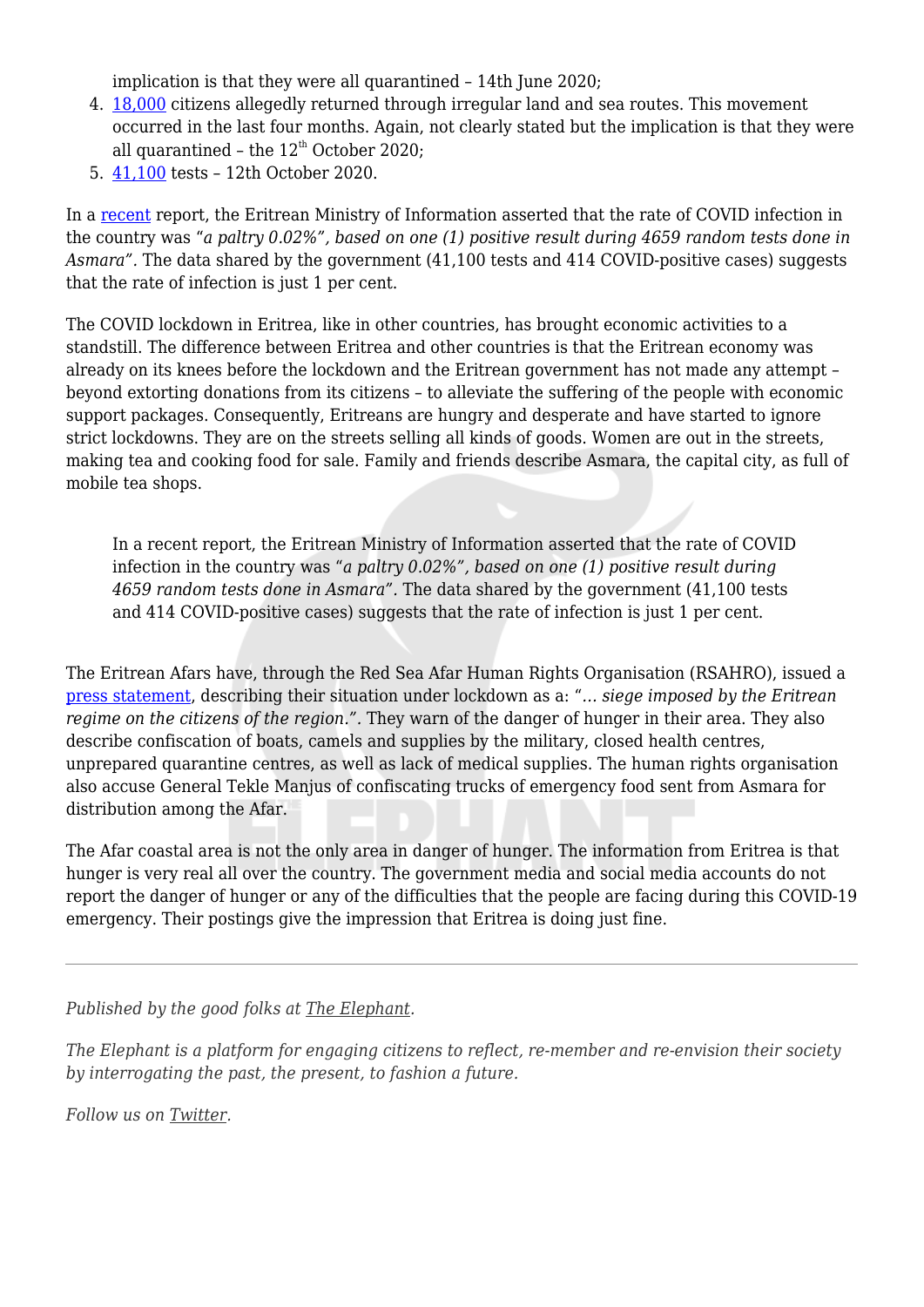implication is that they were all quarantined – 14th June 2020;

4. [18,000] citizens allegedly returned through irregular land and sea routes. This movement occurred in the last four months. Again, not clearly stated but the implication is that they were all quarantined – the 12th October 2020;
5. [41,100] tests – 12th October 2020.

In a recent report, the Eritrean Ministry of Information asserted that the rate of COVID infection in the country was "*a paltry 0.02%", based on one (1) positive result during 4659 random tests done in Asmara*". The data shared by the government (41,100 tests and 414 COVID-positive cases) suggests that the rate of infection is just 1 per cent.

The COVID lockdown in Eritrea, like in other countries, has brought economic activities to a standstill. The difference between Eritrea and other countries is that the Eritrean economy was already on its knees before the lockdown and the Eritrean government has not made any attempt – beyond extorting donations from its citizens – to alleviate the suffering of the people with economic support packages. Consequently, Eritreans are hungry and desperate and have started to ignore strict lockdowns. They are on the streets selling all kinds of goods. Women are out in the streets, making tea and cooking food for sale. Family and friends describe Asmara, the capital city, as full of mobile tea shops.

> In a recent report, the Eritrean Ministry of Information asserted that the rate of COVID infection in the country was "*a paltry 0.02%", based on one (1) positive result during 4659 random tests done in Asmara*". The data shared by the government (41,100 tests and 414 COVID-positive cases) suggests that the rate of infection is just 1 per cent.

The Eritrean Afars have, through the Red Sea Afar Human Rights Organisation (RSAHRO), issued a press statement, describing their situation under lockdown as a: "*… siege imposed by the Eritrean regime on the citizens of the region.*". They warn of the danger of hunger in their area. They also describe confiscation of boats, camels and supplies by the military, closed health centres, unprepared quarantine centres, as well as lack of medical supplies. The human rights organisation also accuse General Tekle Manjus of confiscating trucks of emergency food sent from Asmara for distribution among the Afar.

The Afar coastal area is not the only area in danger of hunger. The information from Eritrea is that hunger is very real all over the country. The government media and social media accounts do not report the danger of hunger or any of the difficulties that the people are facing during this COVID-19 emergency. Their postings give the impression that Eritrea is doing just fine.

---

*Published by the good folks at The Elephant.*

*The Elephant is a platform for engaging citizens to reflect, re-member and re-envision their society by interrogating the past, the present, to fashion a future.*

*Follow us on Twitter.*